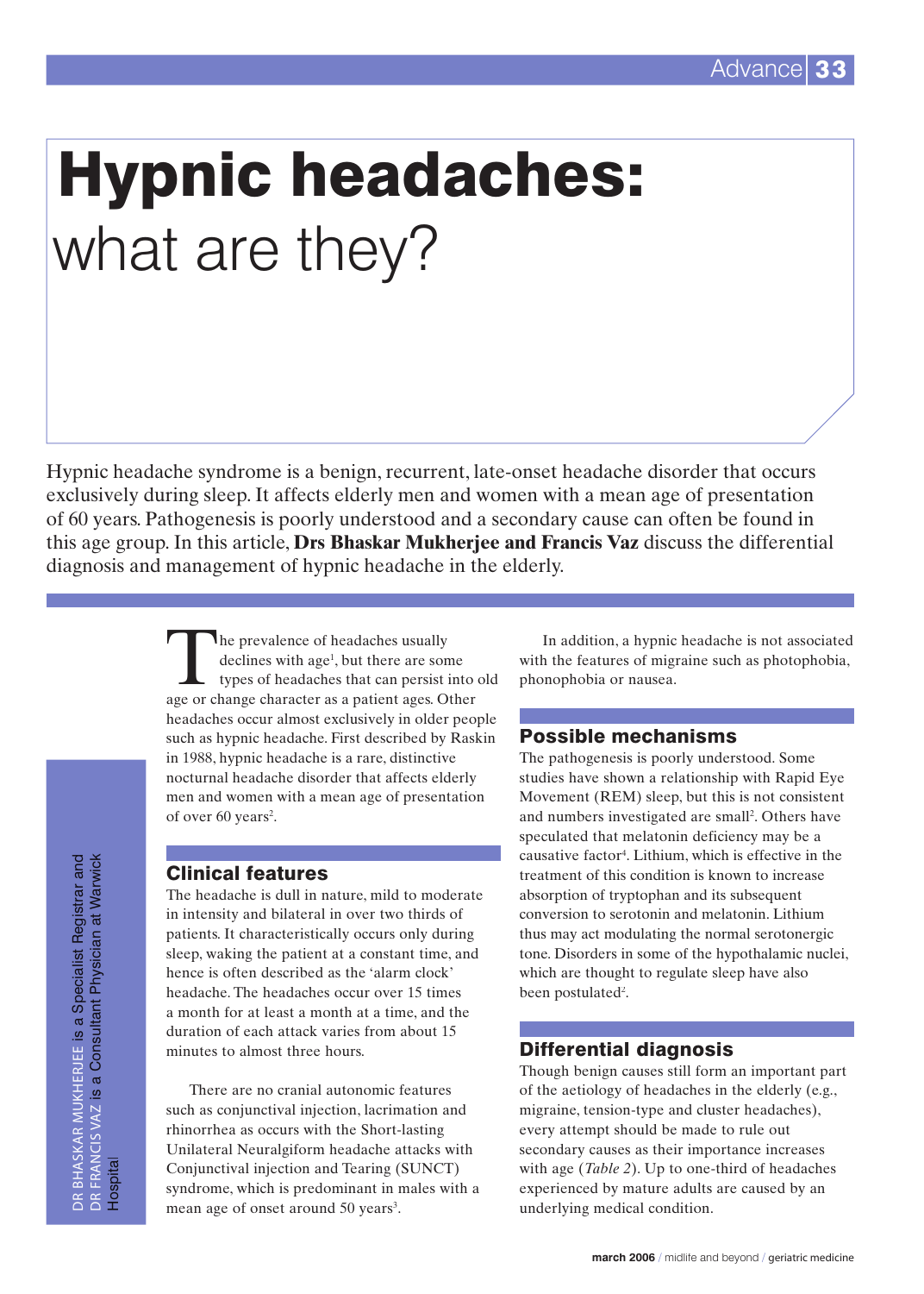# Hypnic headaches: what are they?

Hypnic headache syndrome is a benign, recurrent, late-onset headache disorder that occurs exclusively during sleep. It affects elderly men and women with a mean age of presentation of 60 years. Pathogenesis is poorly understood and a secondary cause can often be found in this age group. In this article, **Drs Bhaskar Mukherjee and Francis Vaz** discuss the differential diagnosis and management of hypnic headache in the elderly.

DR BHASKAR MUKHERJEE is a Specialist Registrar and DR FRANCIS VAZ is a Consultant Physician at Warwick Hospital

The prevalence of headaches usually declines with age[1], but there are some types of headaches that can persist into old age or change character as a patient ages. Other headaches occur almost exclusively in older people such as hypnic headache. First described by Raskin in 1988, hypnic headache is a rare, distinctive nocturnal headache disorder that affects elderly men and women with a mean age of presentation of over 60 years[2].

## Clinical features

The headache is dull in nature, mild to moderate in intensity and bilateral in over two thirds of patients. It characteristically occurs only during sleep, waking the patient at a constant time, and hence is often described as the 'alarm clock' headache. The headaches occur over 15 times a month for at least a month at a time, and the duration of each attack varies from about 15 minutes to almost three hours.

There are no cranial autonomic features such as conjunctival injection, lacrimation and rhinorrhea as occurs with the Short-lasting Unilateral Neuralgiform headache attacks with Conjunctival injection and Tearing (SUNCT) syndrome, which is predominant in males with a mean age of onset around 50 years[3].

In addition, a hypnic headache is not associated with the features of migraine such as photophobia, phonophobia or nausea.

## Possible mechanisms

The pathogenesis is poorly understood. Some studies have shown a relationship with Rapid Eye Movement (REM) sleep, but this is not consistent and numbers investigated are small[2]. Others have speculated that melatonin deficiency may be a causative factor[4]. Lithium, which is effective in the treatment of this condition is known to increase absorption of tryptophan and its subsequent conversion to serotonin and melatonin. Lithium thus may act modulating the normal serotonergic tone. Disorders in some of the hypothalamic nuclei, which are thought to regulate sleep have also been postulated[2].

## Differential diagnosis

Though benign causes still form an important part of the aetiology of headaches in the elderly (e.g., migraine, tension-type and cluster headaches), every attempt should be made to rule out secondary causes as their importance increases with age (*Table 2*). Up to one-third of headaches experienced by mature adults are caused by an underlying medical condition.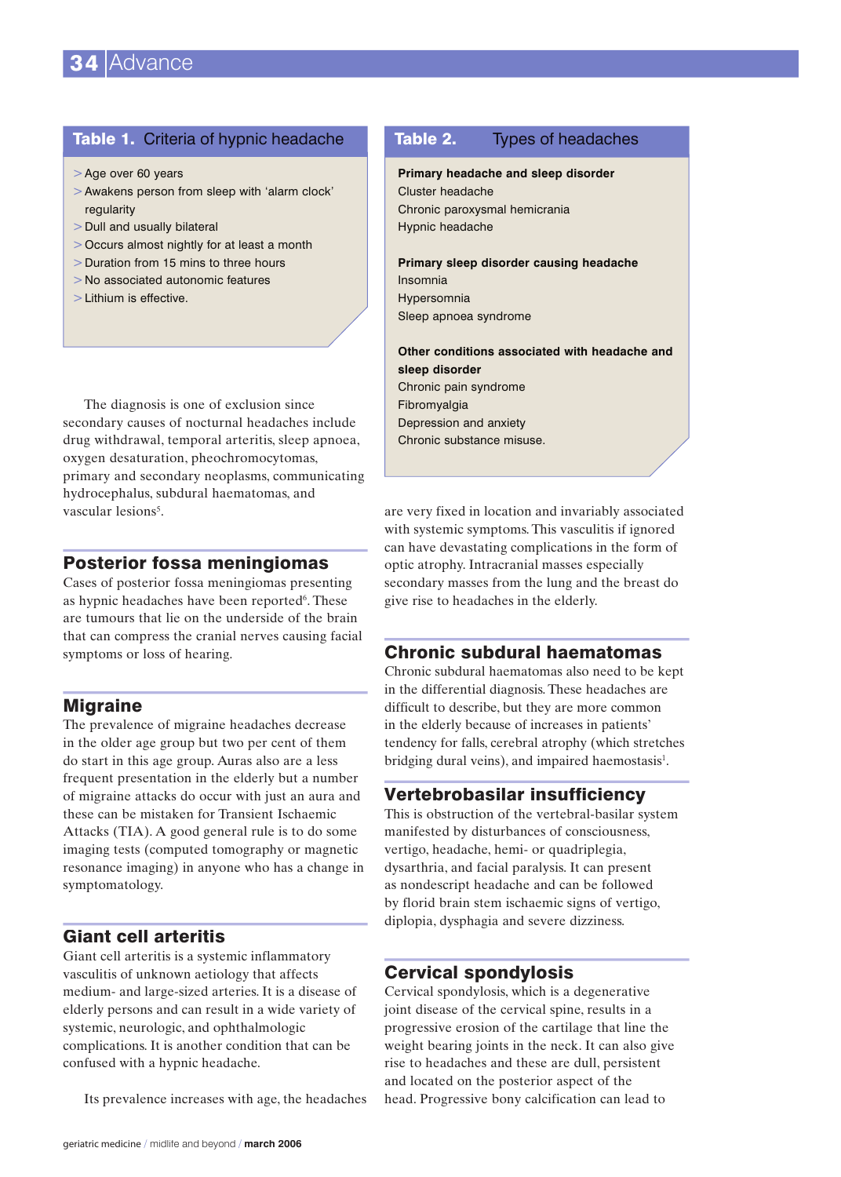**Table 1. Criteria of hypnic headache**

- Age over 60 years
- Awakens person from sleep with 'alarm clock' regularity
- Dull and usually bilateral
- Occurs almost nightly for at least a month
- Duration from 15 mins to three hours
- No associated autonomic features
- Lithium is effective.

The diagnosis is one of exclusion since secondary causes of nocturnal headaches include drug withdrawal, temporal arteritis, sleep apnoea, oxygen desaturation, pheochromocytomas, primary and secondary neoplasms, communicating hydrocephalus, subdural haematomas, and vascular lesions[5].

## Posterior fossa meningiomas

Cases of posterior fossa meningiomas presenting as hypnic headaches have been reported[6]. These are tumours that lie on the underside of the brain that can compress the cranial nerves causing facial symptoms or loss of hearing.

## Migraine

The prevalence of migraine headaches decrease in the older age group but two per cent of them do start in this age group. Auras also are a less frequent presentation in the elderly but a number of migraine attacks do occur with just an aura and these can be mistaken for Transient Ischaemic Attacks (TIA). A good general rule is to do some imaging tests (computed tomography or magnetic resonance imaging) in anyone who has a change in symptomatology.

## Giant cell arteritis

Giant cell arteritis is a systemic inflammatory vasculitis of unknown aetiology that affects medium- and large-sized arteries. It is a disease of elderly persons and can result in a wide variety of systemic, neurologic, and ophthalmologic complications. It is another condition that can be confused with a hypnic headache.

Its prevalence increases with age, the headaches are very fixed in location and invariably associated with systemic symptoms. This vasculitis if ignored can have devastating complications in the form of optic atrophy. Intracranial masses especially secondary masses from the lung and the breast do give rise to headaches in the elderly.

**Table 2. Types of headaches**

**Primary headache and sleep disorder**
- Cluster headache
- Chronic paroxysmal hemicrania
- Hypnic headache

**Primary sleep disorder causing headache**
- Insomnia
- Hypersomnia
- Sleep apnoea syndrome

**Other conditions associated with headache and sleep disorder**
- Chronic pain syndrome
- Fibromyalgia
- Depression and anxiety
- Chronic substance misuse.

## Chronic subdural haematomas

Chronic subdural haematomas also need to be kept in the differential diagnosis. These headaches are difficult to describe, but they are more common in the elderly because of increases in patients' tendency for falls, cerebral atrophy (which stretches bridging dural veins), and impaired haemostasis[1].

## Vertebrobasilar insufficiency

This is obstruction of the vertebral-basilar system manifested by disturbances of consciousness, vertigo, headache, hemi- or quadriplegia, dysarthria, and facial paralysis. It can present as nondescript headache and can be followed by florid brain stem ischaemic signs of vertigo, diplopia, dysphagia and severe dizziness.

## Cervical spondylosis

Cervical spondylosis, which is a degenerative joint disease of the cervical spine, results in a progressive erosion of the cartilage that line the weight bearing joints in the neck. It can also give rise to headaches and these are dull, persistent and located on the posterior aspect of the head. Progressive bony calcification can lead to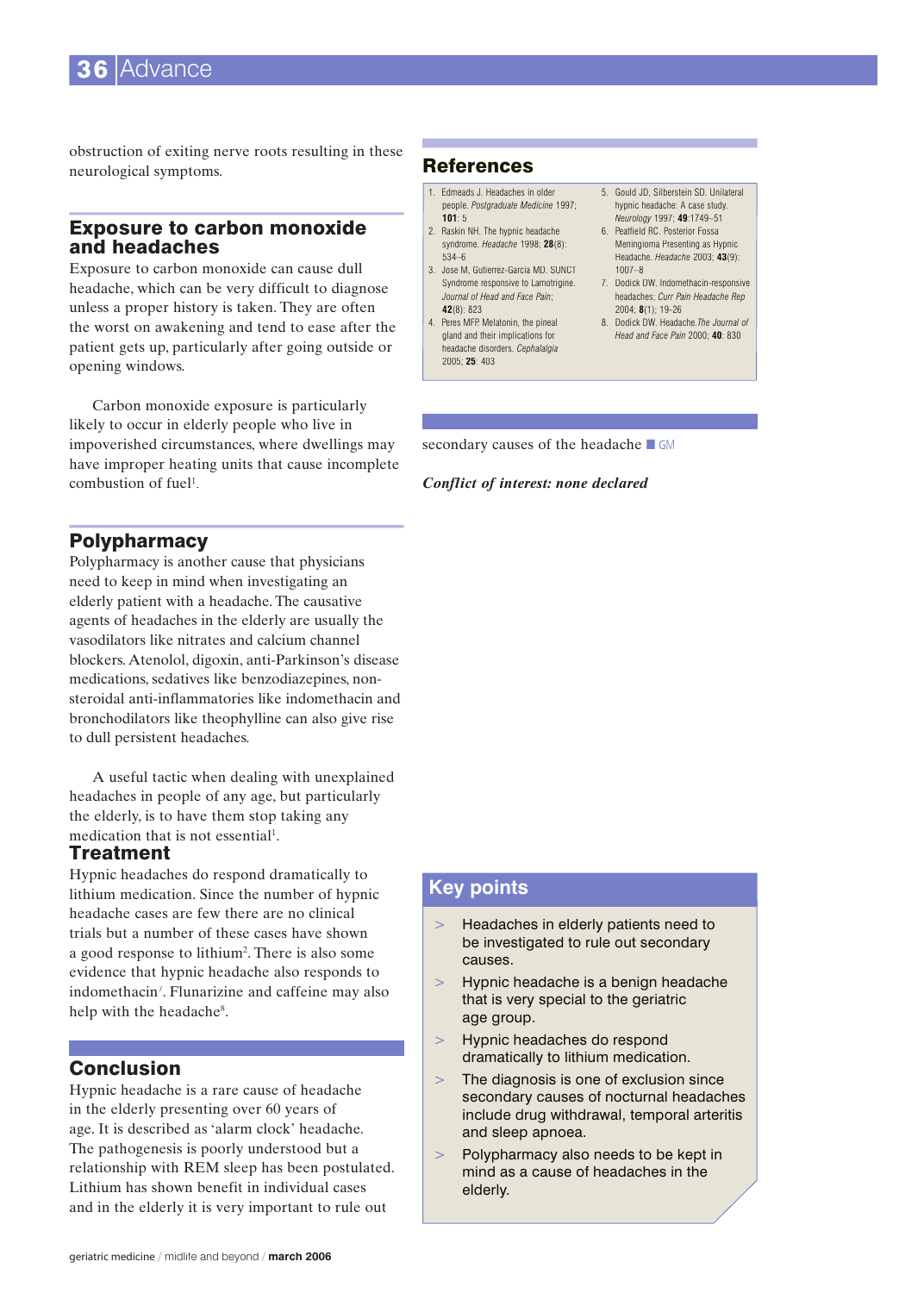obstruction of exiting nerve roots resulting in these neurological symptoms.

## Exposure to carbon monoxide and headaches

Exposure to carbon monoxide can cause dull headache, which can be very difficult to diagnose unless a proper history is taken. They are often the worst on awakening and tend to ease after the patient gets up, particularly after going outside or opening windows.

Carbon monoxide exposure is particularly likely to occur in elderly people who live in impoverished circumstances, where dwellings may have improper heating units that cause incomplete combustion of fuel[1].

## Polypharmacy

Polypharmacy is another cause that physicians need to keep in mind when investigating an elderly patient with a headache. The causative agents of headaches in the elderly are usually the vasodilators like nitrates and calcium channel blockers. Atenolol, digoxin, anti-Parkinson's disease medications, sedatives like benzodiazepines, non-steroidal anti-inflammatories like indomethacin and bronchodilators like theophylline can also give rise to dull persistent headaches.

A useful tactic when dealing with unexplained headaches in people of any age, but particularly the elderly, is to have them stop taking any medication that is not essential[1].

## Treatment

Hypnic headaches do respond dramatically to lithium medication. Since the number of hypnic headache cases are few there are no clinical trials but a number of these cases have shown a good response to lithium[2]. There is also some evidence that hypnic headache also responds to indomethacin[7]. Flunarizine and caffeine may also help with the headache[8].

## Conclusion

Hypnic headache is a rare cause of headache in the elderly presenting over 60 years of age. It is described as 'alarm clock' headache. The pathogenesis is poorly understood but a relationship with REM sleep has been postulated. Lithium has shown benefit in individual cases and in the elderly it is very important to rule out secondary causes of the headache ■ GM

***Conflict of interest: none declared***

## References

1. Edmeads J. Headaches in older people. *Postgraduate Medicine* 1997; **101**: 5
2. Raskin NH. The hypnic headache syndrome. *Headache* 1998; **28**(8): 534–6
3. Jose M, Gutierrez-Garcia MD. SUNCT Syndrome responsive to Lamotrigine. *Journal of Head and Face Pain*; **42**(8): 823
4. Peres MFP. Melatonin, the pineal gland and their implications for headache disorders. *Cephalalgia* 2005; **25**: 403
5. Gould JD, Silberstein SD. Unilateral hypnic headache: A case study. *Neurology* 1997; **49**:1749–51
6. Peatfield RC. Posterior Fossa Meningioma Presenting as Hypnic Headache. *Headache* 2003; **43**(9): 1007–8
7. Dodick DW. Indomethacin-responsive headaches; *Curr Pain Headache Rep* 2004; **8**(1): 19-26
8. Dodick DW. Headache. *The Journal of Head and Face Pain* 2000; **40**: 830

## Key points

- Headaches in elderly patients need to be investigated to rule out secondary causes.
- Hypnic headache is a benign headache that is very special to the geriatric age group.
- Hypnic headaches do respond dramatically to lithium medication.
- The diagnosis is one of exclusion since secondary causes of nocturnal headaches include drug withdrawal, temporal arteritis and sleep apnoea.
- Polypharmacy also needs to be kept in mind as a cause of headaches in the elderly.